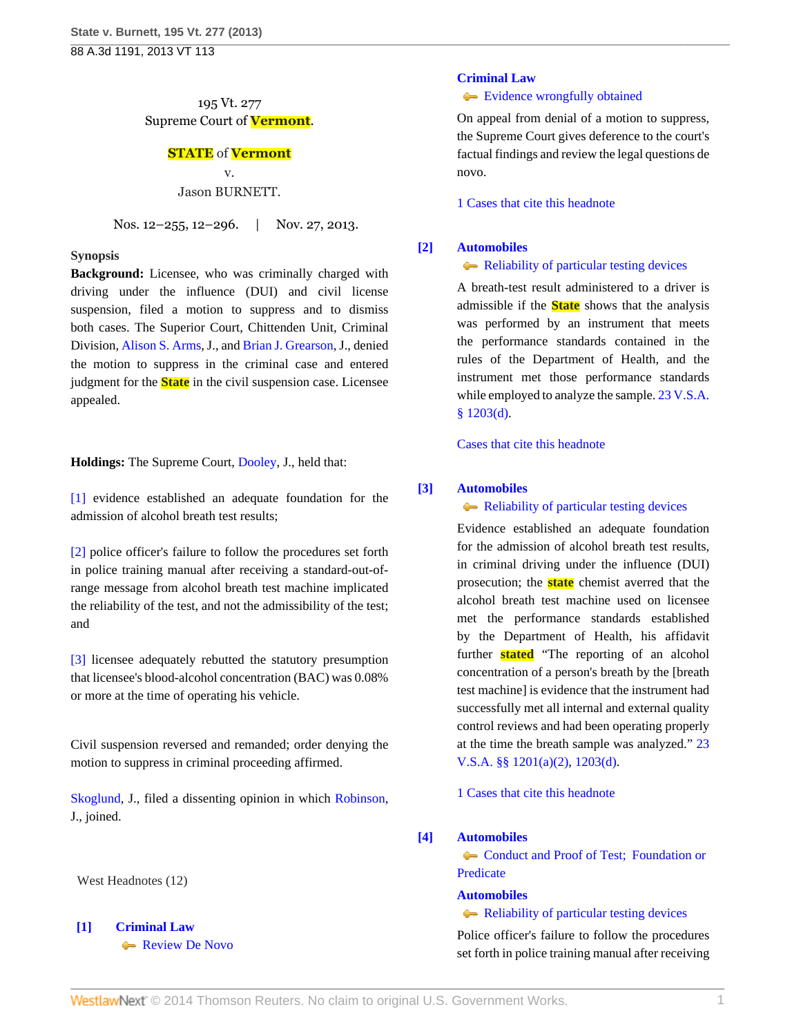195 Vt. 277
Supreme Court of Vermont.

**STATE of Vermont**
v.
Jason BURNETT.

Nos. 12–255, 12–296. | Nov. 27, 2013.

**Synopsis**

**Background:** Licensee, who was criminally charged with driving under the influence (DUI) and civil license suspension, filed a motion to suppress and to dismiss both cases. The Superior Court, Chittenden Unit, Criminal Division, Alison S. Arms, J., and Brian J. Grearson, J., denied the motion to suppress in the criminal case and entered judgment for the State in the civil suspension case. Licensee appealed.

**Holdings:** The Supreme Court, Dooley, J., held that:

[1] evidence established an adequate foundation for the admission of alcohol breath test results;

[2] police officer's failure to follow the procedures set forth in police training manual after receiving a standard-out-of-range message from alcohol breath test machine implicated the reliability of the test, and not the admissibility of the test; and

[3] licensee adequately rebutted the statutory presumption that licensee's blood-alcohol concentration (BAC) was 0.08% or more at the time of operating his vehicle.

Civil suspension reversed and remanded; order denying the motion to suppress in criminal proceeding affirmed.

Skoglund, J., filed a dissenting opinion in which Robinson, J., joined.

West Headnotes (12)

**[1] Criminal Law**
Review De Novo
**Criminal Law**
Evidence wrongfully obtained

On appeal from denial of a motion to suppress, the Supreme Court gives deference to the court's factual findings and review the legal questions de novo.

1 Cases that cite this headnote

**[2] Automobiles**
Reliability of particular testing devices

A breath-test result administered to a driver is admissible if the State shows that the analysis was performed by an instrument that meets the performance standards contained in the rules of the Department of Health, and the instrument met those performance standards while employed to analyze the sample. 23 V.S.A. § 1203(d).

Cases that cite this headnote

**[3] Automobiles**
Reliability of particular testing devices

Evidence established an adequate foundation for the admission of alcohol breath test results, in criminal driving under the influence (DUI) prosecution; the state chemist averred that the alcohol breath test machine used on licensee met the performance standards established by the Department of Health, his affidavit further stated "The reporting of an alcohol concentration of a person's breath by the [breath test machine] is evidence that the instrument had successfully met all internal and external quality control reviews and had been operating properly at the time the breath sample was analyzed." 23 V.S.A. §§ 1201(a)(2), 1203(d).

1 Cases that cite this headnote

**[4] Automobiles**
Conduct and Proof of Test; Foundation or Predicate
**Automobiles**
Reliability of particular testing devices

Police officer's failure to follow the procedures set forth in police training manual after receiving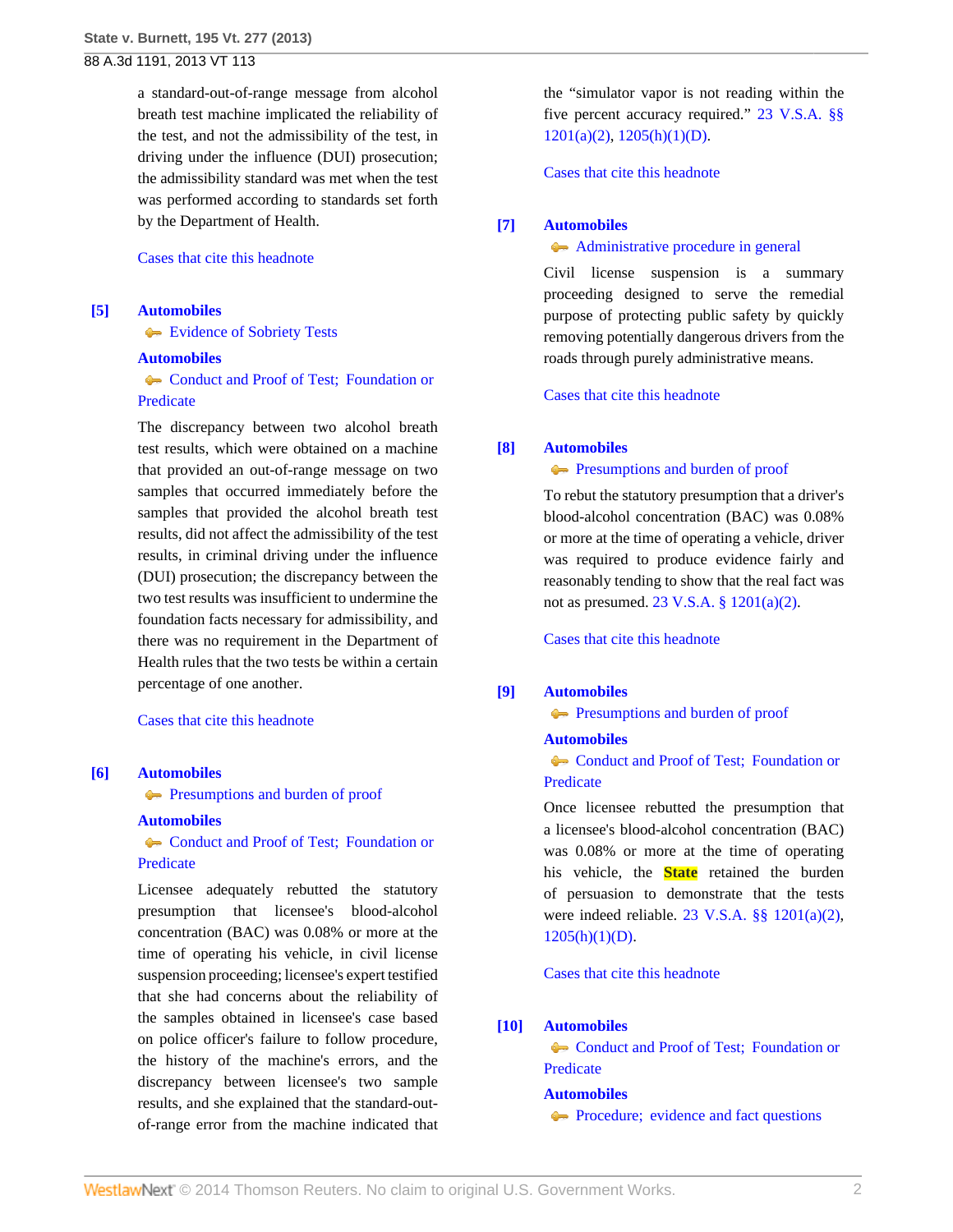a standard-out-of-range message from alcohol breath test machine implicated the reliability of the test, and not the admissibility of the test, in driving under the influence (DUI) prosecution; the admissibility standard was met when the test was performed according to standards set forth by the Department of Health.

Cases that cite this headnote

**[5]** **Automobiles**
Evidence of Sobriety Tests
**Automobiles**
Conduct and Proof of Test; Foundation or Predicate

The discrepancy between two alcohol breath test results, which were obtained on a machine that provided an out-of-range message on two samples that occurred immediately before the samples that provided the alcohol breath test results, did not affect the admissibility of the test results, in criminal driving under the influence (DUI) prosecution; the discrepancy between the two test results was insufficient to undermine the foundation facts necessary for admissibility, and there was no requirement in the Department of Health rules that the two tests be within a certain percentage of one another.

Cases that cite this headnote

**[6]** **Automobiles**
Presumptions and burden of proof
**Automobiles**
Conduct and Proof of Test; Foundation or Predicate

Licensee adequately rebutted the statutory presumption that licensee's blood-alcohol concentration (BAC) was 0.08% or more at the time of operating his vehicle, in civil license suspension proceeding; licensee's expert testified that she had concerns about the reliability of the samples obtained in licensee's case based on police officer's failure to follow procedure, the history of the machine's errors, and the discrepancy between licensee's two sample results, and she explained that the standard-out-of-range error from the machine indicated that the "simulator vapor is not reading within the five percent accuracy required." 23 V.S.A. §§ 1201(a)(2), 1205(h)(1)(D).

Cases that cite this headnote

**[7]** **Automobiles**
Administrative procedure in general

Civil license suspension is a summary proceeding designed to serve the remedial purpose of protecting public safety by quickly removing potentially dangerous drivers from the roads through purely administrative means.

Cases that cite this headnote

**[8]** **Automobiles**
Presumptions and burden of proof

To rebut the statutory presumption that a driver's blood-alcohol concentration (BAC) was 0.08% or more at the time of operating a vehicle, driver was required to produce evidence fairly and reasonably tending to show that the real fact was not as presumed. 23 V.S.A. § 1201(a)(2).

Cases that cite this headnote

**[9]** **Automobiles**
Presumptions and burden of proof
**Automobiles**
Conduct and Proof of Test; Foundation or Predicate

Once licensee rebutted the presumption that a licensee's blood-alcohol concentration (BAC) was 0.08% or more at the time of operating his vehicle, the State retained the burden of persuasion to demonstrate that the tests were indeed reliable. 23 V.S.A. §§ 1201(a)(2), 1205(h)(1)(D).

Cases that cite this headnote

**[10]** **Automobiles**
Conduct and Proof of Test; Foundation or Predicate
**Automobiles**
Procedure; evidence and fact questions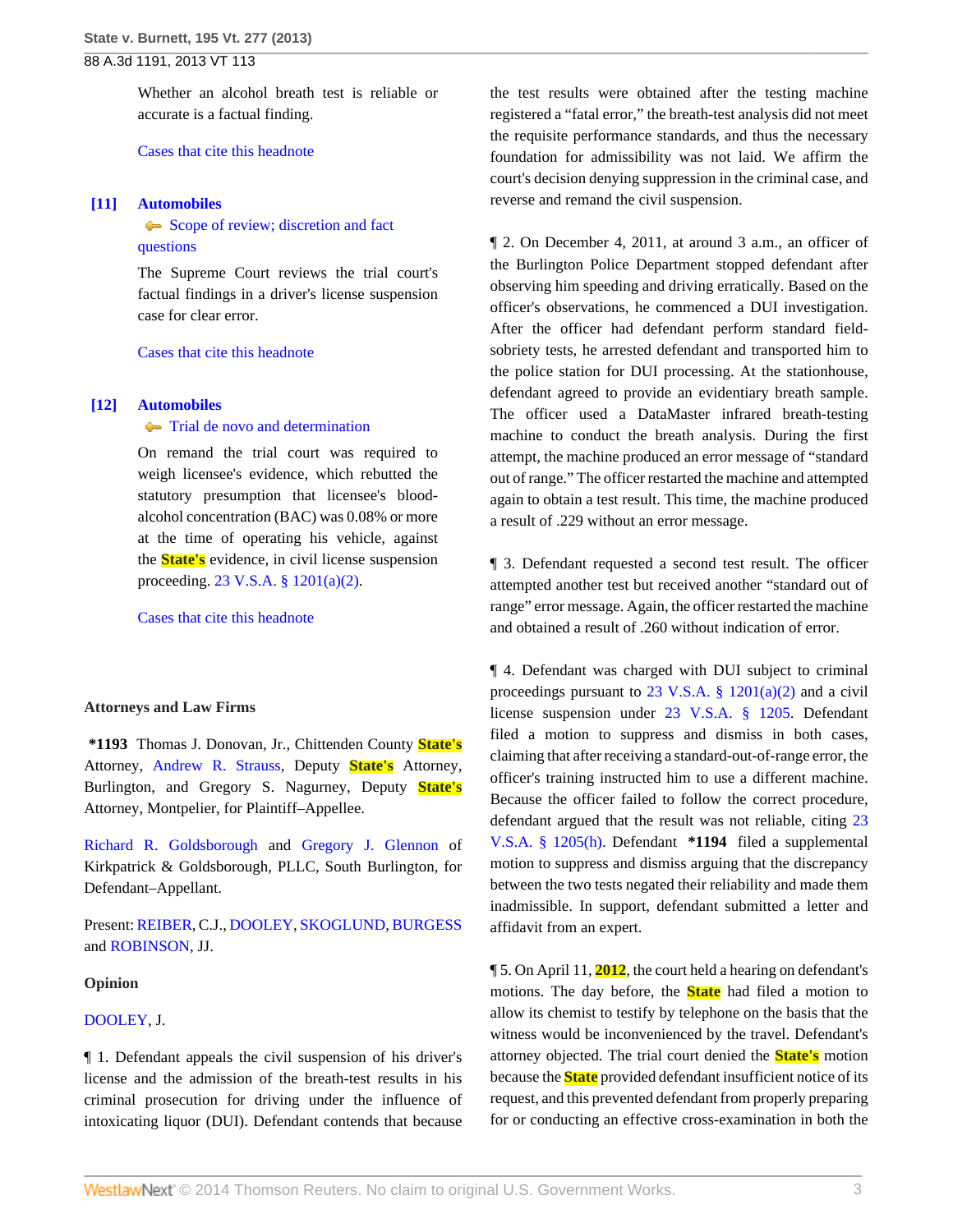Whether an alcohol breath test is reliable or accurate is a factual finding.

Cases that cite this headnote

**[11] Automobiles**

Scope of review; discretion and fact questions

The Supreme Court reviews the trial court's factual findings in a driver's license suspension case for clear error.

Cases that cite this headnote

**[12] Automobiles**

Trial de novo and determination

On remand the trial court was required to weigh licensee's evidence, which rebutted the statutory presumption that licensee's blood-alcohol concentration (BAC) was 0.08% or more at the time of operating his vehicle, against the State's evidence, in civil license suspension proceeding. 23 V.S.A. § 1201(a)(2).

Cases that cite this headnote

## Attorneys and Law Firms

**\*1193** Thomas J. Donovan, Jr., Chittenden County State's Attorney, Andrew R. Strauss, Deputy State's Attorney, Burlington, and Gregory S. Nagurney, Deputy State's Attorney, Montpelier, for Plaintiff–Appellee.

Richard R. Goldsborough and Gregory J. Glennon of Kirkpatrick & Goldsborough, PLLC, South Burlington, for Defendant–Appellant.

Present: REIBER, C.J., DOOLEY, SKOGLUND, BURGESS and ROBINSON, JJ.

## Opinion

DOOLEY, J.

¶ 1. Defendant appeals the civil suspension of his driver's license and the admission of the breath-test results in his criminal prosecution for driving under the influence of intoxicating liquor (DUI). Defendant contends that because the test results were obtained after the testing machine registered a "fatal error," the breath-test analysis did not meet the requisite performance standards, and thus the necessary foundation for admissibility was not laid. We affirm the court's decision denying suppression in the criminal case, and reverse and remand the civil suspension.

¶ 2. On December 4, 2011, at around 3 a.m., an officer of the Burlington Police Department stopped defendant after observing him speeding and driving erratically. Based on the officer's observations, he commenced a DUI investigation. After the officer had defendant perform standard field-sobriety tests, he arrested defendant and transported him to the police station for DUI processing. At the stationhouse, defendant agreed to provide an evidentiary breath sample. The officer used a DataMaster infrared breath-testing machine to conduct the breath analysis. During the first attempt, the machine produced an error message of "standard out of range." The officer restarted the machine and attempted again to obtain a test result. This time, the machine produced a result of .229 without an error message.

¶ 3. Defendant requested a second test result. The officer attempted another test but received another "standard out of range" error message. Again, the officer restarted the machine and obtained a result of .260 without indication of error.

¶ 4. Defendant was charged with DUI subject to criminal proceedings pursuant to 23 V.S.A. § 1201(a)(2) and a civil license suspension under 23 V.S.A. § 1205. Defendant filed a motion to suppress and dismiss in both cases, claiming that after receiving a standard-out-of-range error, the officer's training instructed him to use a different machine. Because the officer failed to follow the correct procedure, defendant argued that the result was not reliable, citing 23 V.S.A. § 1205(h). Defendant **\*1194** filed a supplemental motion to suppress and dismiss arguing that the discrepancy between the two tests negated their reliability and made them inadmissible. In support, defendant submitted a letter and affidavit from an expert.

¶ 5. On April 11, 2012, the court held a hearing on defendant's motions. The day before, the State had filed a motion to allow its chemist to testify by telephone on the basis that the witness would be inconvenienced by the travel. Defendant's attorney objected. The trial court denied the State's motion because the State provided defendant insufficient notice of its request, and this prevented defendant from properly preparing for or conducting an effective cross-examination in both the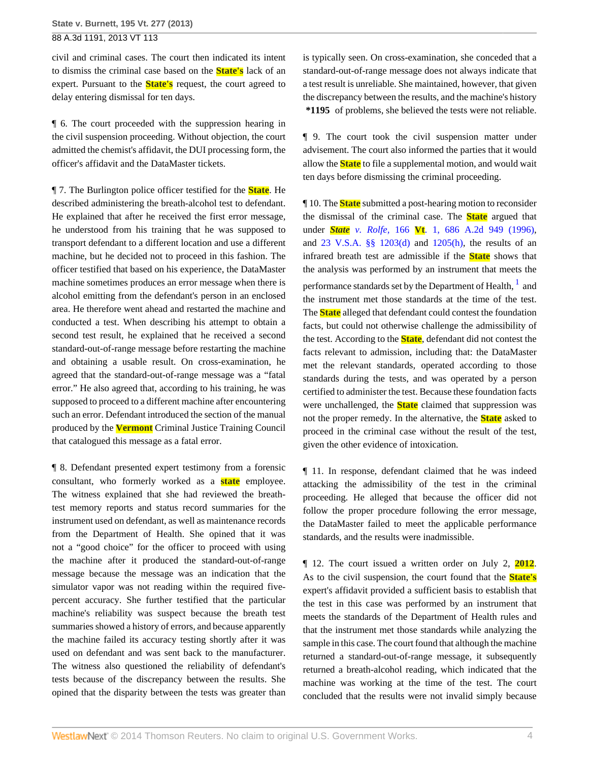civil and criminal cases. The court then indicated its intent to dismiss the criminal case based on the State's lack of an expert. Pursuant to the State's request, the court agreed to delay entering dismissal for ten days.

¶ 6. The court proceeded with the suppression hearing in the civil suspension proceeding. Without objection, the court admitted the chemist's affidavit, the DUI processing form, the officer's affidavit and the DataMaster tickets.

¶ 7. The Burlington police officer testified for the State. He described administering the breath-alcohol test to defendant. He explained that after he received the first error message, he understood from his training that he was supposed to transport defendant to a different location and use a different machine, but he decided not to proceed in this fashion. The officer testified that based on his experience, the DataMaster machine sometimes produces an error message when there is alcohol emitting from the defendant's person in an enclosed area. He therefore went ahead and restarted the machine and conducted a test. When describing his attempt to obtain a second test result, he explained that he received a second standard-out-of-range message before restarting the machine and obtaining a usable result. On cross-examination, he agreed that the standard-out-of-range message was a "fatal error." He also agreed that, according to his training, he was supposed to proceed to a different machine after encountering such an error. Defendant introduced the section of the manual produced by the Vermont Criminal Justice Training Council that catalogued this message as a fatal error.

¶ 8. Defendant presented expert testimony from a forensic consultant, who formerly worked as a state employee. The witness explained that she had reviewed the breath-test memory reports and status record summaries for the instrument used on defendant, as well as maintenance records from the Department of Health. She opined that it was not a "good choice" for the officer to proceed with using the machine after it produced the standard-out-of-range message because the message was an indication that the simulator vapor was not reading within the required five-percent accuracy. She further testified that the particular machine's reliability was suspect because the breath test summaries showed a history of errors, and because apparently the machine failed its accuracy testing shortly after it was used on defendant and was sent back to the manufacturer. The witness also questioned the reliability of defendant's tests because of the discrepancy between the results. She opined that the disparity between the tests was greater than is typically seen. On cross-examination, she conceded that a standard-out-of-range message does not always indicate that a test result is unreliable. She maintained, however, that given the discrepancy between the results, and the machine's history **\*1195** of problems, she believed the tests were not reliable.

¶ 9. The court took the civil suspension matter under advisement. The court also informed the parties that it would allow the State to file a supplemental motion, and would wait ten days before dismissing the criminal proceeding.

¶ 10. The State submitted a post-hearing motion to reconsider the dismissal of the criminal case. The State argued that under *State v. Rolfe,* 166 Vt. 1, 686 A.2d 949 (1996), and 23 V.S.A. §§ 1203(d) and 1205(h), the results of an infrared breath test are admissible if the State shows that the analysis was performed by an instrument that meets the performance standards set by the Department of Health,[1] and the instrument met those standards at the time of the test. The State alleged that defendant could contest the foundation facts, but could not otherwise challenge the admissibility of the test. According to the State, defendant did not contest the facts relevant to admission, including that: the DataMaster met the relevant standards, operated according to those standards during the tests, and was operated by a person certified to administer the test. Because these foundation facts were unchallenged, the State claimed that suppression was not the proper remedy. In the alternative, the State asked to proceed in the criminal case without the result of the test, given the other evidence of intoxication.

¶ 11. In response, defendant claimed that he was indeed attacking the admissibility of the test in the criminal proceeding. He alleged that because the officer did not follow the proper procedure following the error message, the DataMaster failed to meet the applicable performance standards, and the results were inadmissible.

¶ 12. The court issued a written order on July 2, 2012. As to the civil suspension, the court found that the State's expert's affidavit provided a sufficient basis to establish that the test in this case was performed by an instrument that meets the standards of the Department of Health rules and that the instrument met those standards while analyzing the sample in this case. The court found that although the machine returned a standard-out-of-range message, it subsequently returned a breath-alcohol reading, which indicated that the machine was working at the time of the test. The court concluded that the results were not invalid simply because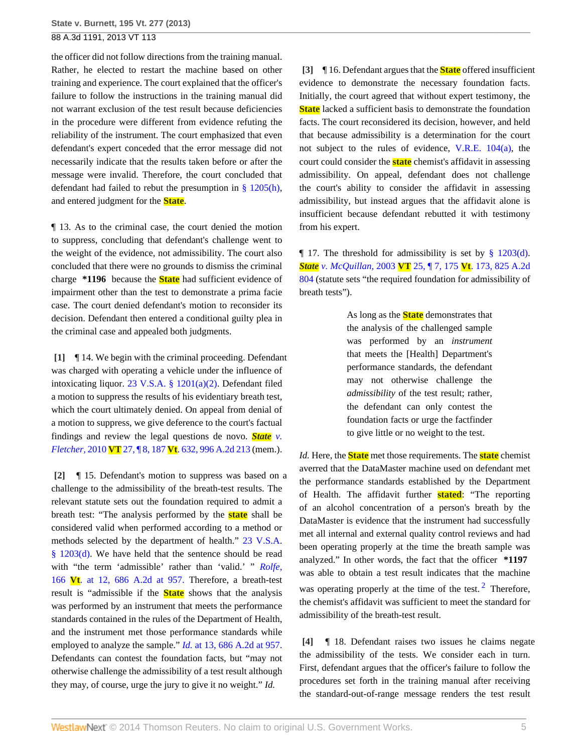the officer did not follow directions from the training manual. Rather, he elected to restart the machine based on other training and experience. The court explained that the officer's failure to follow the instructions in the training manual did not warrant exclusion of the test result because deficiencies in the procedure were different from evidence refuting the reliability of the instrument. The court emphasized that even defendant's expert conceded that the error message did not necessarily indicate that the results taken before or after the message were invalid. Therefore, the court concluded that defendant had failed to rebut the presumption in § 1205(h), and entered judgment for the State.

¶ 13. As to the criminal case, the court denied the motion to suppress, concluding that defendant's challenge went to the weight of the evidence, not admissibility. The court also concluded that there were no grounds to dismiss the criminal charge **\*1196** because the State had sufficient evidence of impairment other than the test to demonstrate a prima facie case. The court denied defendant's motion to reconsider its decision. Defendant then entered a conditional guilty plea in the criminal case and appealed both judgments.

**[1]** ¶ 14. We begin with the criminal proceeding. Defendant was charged with operating a vehicle under the influence of intoxicating liquor. 23 V.S.A. § 1201(a)(2). Defendant filed a motion to suppress the results of his evidentiary breath test, which the court ultimately denied. On appeal from denial of a motion to suppress, we give deference to the court's factual findings and review the legal questions de novo. *State v. Fletcher,* 2010 VT 27, ¶ 8, 187 Vt. 632, 996 A.2d 213 (mem.).

**[2]** ¶ 15. Defendant's motion to suppress was based on a challenge to the admissibility of the breath-test results. The relevant statute sets out the foundation required to admit a breath test: "The analysis performed by the state shall be considered valid when performed according to a method or methods selected by the department of health." 23 V.S.A. § 1203(d). We have held that the sentence should be read with "the term 'admissible' rather than 'valid.' " *Rolfe,* 166 Vt. at 12, 686 A.2d at 957. Therefore, a breath-test result is "admissible if the State shows that the analysis was performed by an instrument that meets the performance standards contained in the rules of the Department of Health, and the instrument met those performance standards while employed to analyze the sample." *Id.* at 13, 686 A.2d at 957. Defendants can contest the foundation facts, but "may not otherwise challenge the admissibility of a test result although they may, of course, urge the jury to give it no weight." *Id.*

**[3]** ¶ 16. Defendant argues that the State offered insufficient evidence to demonstrate the necessary foundation facts. Initially, the court agreed that without expert testimony, the State lacked a sufficient basis to demonstrate the foundation facts. The court reconsidered its decision, however, and held that because admissibility is a determination for the court not subject to the rules of evidence, V.R.E. 104(a), the court could consider the state chemist's affidavit in assessing admissibility. On appeal, defendant does not challenge the court's ability to consider the affidavit in assessing admissibility, but instead argues that the affidavit alone is insufficient because defendant rebutted it with testimony from his expert.

¶ 17. The threshold for admissibility is set by § 1203(d). *State v. McQuillan,* 2003 VT 25, ¶ 7, 175 Vt. 173, 825 A.2d 804 (statute sets "the required foundation for admissibility of breath tests").

> As long as the State demonstrates that the analysis of the challenged sample was performed by an *instrument* that meets the [Health] Department's performance standards, the defendant may not otherwise challenge the *admissibility* of the test result; rather, the defendant can only contest the foundation facts or urge the factfinder to give little or no weight to the test.

*Id.* Here, the State met those requirements. The state chemist averred that the DataMaster machine used on defendant met the performance standards established by the Department of Health. The affidavit further stated: "The reporting of an alcohol concentration of a person's breath by the DataMaster is evidence that the instrument had successfully met all internal and external quality control reviews and had been operating properly at the time the breath sample was analyzed." In other words, the fact that the officer **\*1197** was able to obtain a test result indicates that the machine was operating properly at the time of the test.[2] Therefore, the chemist's affidavit was sufficient to meet the standard for admissibility of the breath-test result.

**[4]** ¶ 18. Defendant raises two issues he claims negate the admissibility of the tests. We consider each in turn. First, defendant argues that the officer's failure to follow the procedures set forth in the training manual after receiving the standard-out-of-range message renders the test result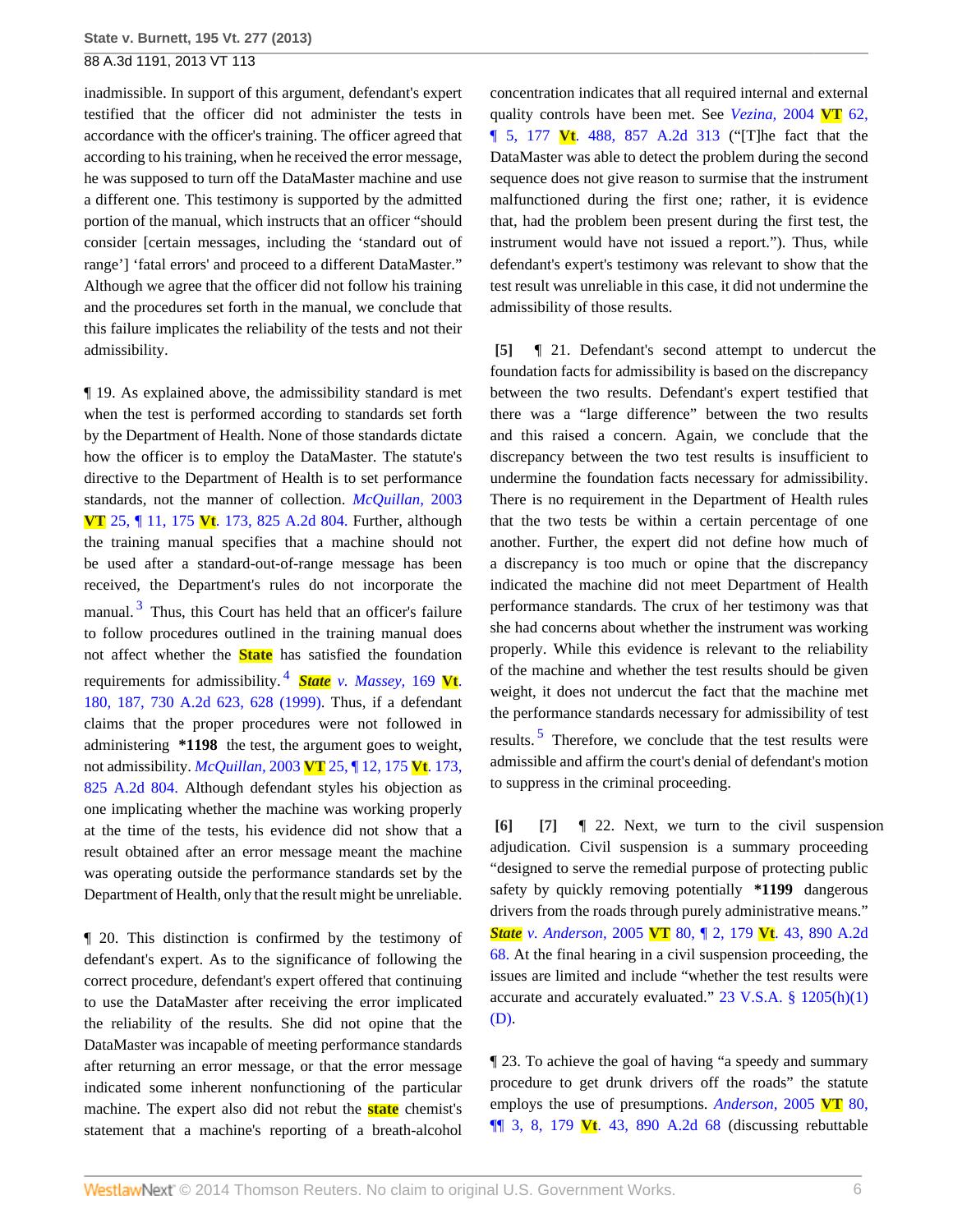inadmissible. In support of this argument, defendant's expert testified that the officer did not administer the tests in accordance with the officer's training. The officer agreed that according to his training, when he received the error message, he was supposed to turn off the DataMaster machine and use a different one. This testimony is supported by the admitted portion of the manual, which instructs that an officer "should consider [certain messages, including the 'standard out of range'] 'fatal errors' and proceed to a different DataMaster." Although we agree that the officer did not follow his training and the procedures set forth in the manual, we conclude that this failure implicates the reliability of the tests and not their admissibility.

¶ 19. As explained above, the admissibility standard is met when the test is performed according to standards set forth by the Department of Health. None of those standards dictate how the officer is to employ the DataMaster. The statute's directive to the Department of Health is to set performance standards, not the manner of collection. *McQuillan,* 2003 VT 25, ¶ 11, 175 Vt. 173, 825 A.2d 804. Further, although the training manual specifies that a machine should not be used after a standard-out-of-range message has been received, the Department's rules do not incorporate the manual.[3] Thus, this Court has held that an officer's failure to follow procedures outlined in the training manual does not affect whether the State has satisfied the foundation requirements for admissibility.[4] *State v. Massey,* 169 Vt. 180, 187, 730 A.2d 623, 628 (1999). Thus, if a defendant claims that the proper procedures were not followed in administering **\*1198** the test, the argument goes to weight, not admissibility. *McQuillan,* 2003 VT 25, ¶ 12, 175 Vt. 173, 825 A.2d 804. Although defendant styles his objection as one implicating whether the machine was working properly at the time of the tests, his evidence did not show that a result obtained after an error message meant the machine was operating outside the performance standards set by the Department of Health, only that the result might be unreliable.

¶ 20. This distinction is confirmed by the testimony of defendant's expert. As to the significance of following the correct procedure, defendant's expert offered that continuing to use the DataMaster after receiving the error implicated the reliability of the results. She did not opine that the DataMaster was incapable of meeting performance standards after returning an error message, or that the error message indicated some inherent nonfunctioning of the particular machine. The expert also did not rebut the state chemist's statement that a machine's reporting of a breath-alcohol concentration indicates that all required internal and external quality controls have been met. See *Vezina,* 2004 VT 62, ¶ 5, 177 Vt. 488, 857 A.2d 313 ("[T]he fact that the DataMaster was able to detect the problem during the second sequence does not give reason to surmise that the instrument malfunctioned during the first one; rather, it is evidence that, had the problem been present during the first test, the instrument would have not issued a report."). Thus, while defendant's expert's testimony was relevant to show that the test result was unreliable in this case, it did not undermine the admissibility of those results.

**[5]** ¶ 21. Defendant's second attempt to undercut the foundation facts for admissibility is based on the discrepancy between the two results. Defendant's expert testified that there was a "large difference" between the two results and this raised a concern. Again, we conclude that the discrepancy between the two test results is insufficient to undermine the foundation facts necessary for admissibility. There is no requirement in the Department of Health rules that the two tests be within a certain percentage of one another. Further, the expert did not define how much of a discrepancy is too much or opine that the discrepancy indicated the machine did not meet Department of Health performance standards. The crux of her testimony was that she had concerns about whether the instrument was working properly. While this evidence is relevant to the reliability of the machine and whether the test results should be given weight, it does not undercut the fact that the machine met the performance standards necessary for admissibility of test results.[5] Therefore, we conclude that the test results were admissible and affirm the court's denial of defendant's motion to suppress in the criminal proceeding.

**[6]** **[7]** ¶ 22. Next, we turn to the civil suspension adjudication. Civil suspension is a summary proceeding "designed to serve the remedial purpose of protecting public safety by quickly removing potentially **\*1199** dangerous drivers from the roads through purely administrative means." *State v. Anderson,* 2005 VT 80, ¶ 2, 179 Vt. 43, 890 A.2d 68. At the final hearing in a civil suspension proceeding, the issues are limited and include "whether the test results were accurate and accurately evaluated." 23 V.S.A. § 1205(h)(1)(D).

¶ 23. To achieve the goal of having "a speedy and summary procedure to get drunk drivers off the roads" the statute employs the use of presumptions. *Anderson,* 2005 VT 80, ¶¶ 3, 8, 179 Vt. 43, 890 A.2d 68 (discussing rebuttable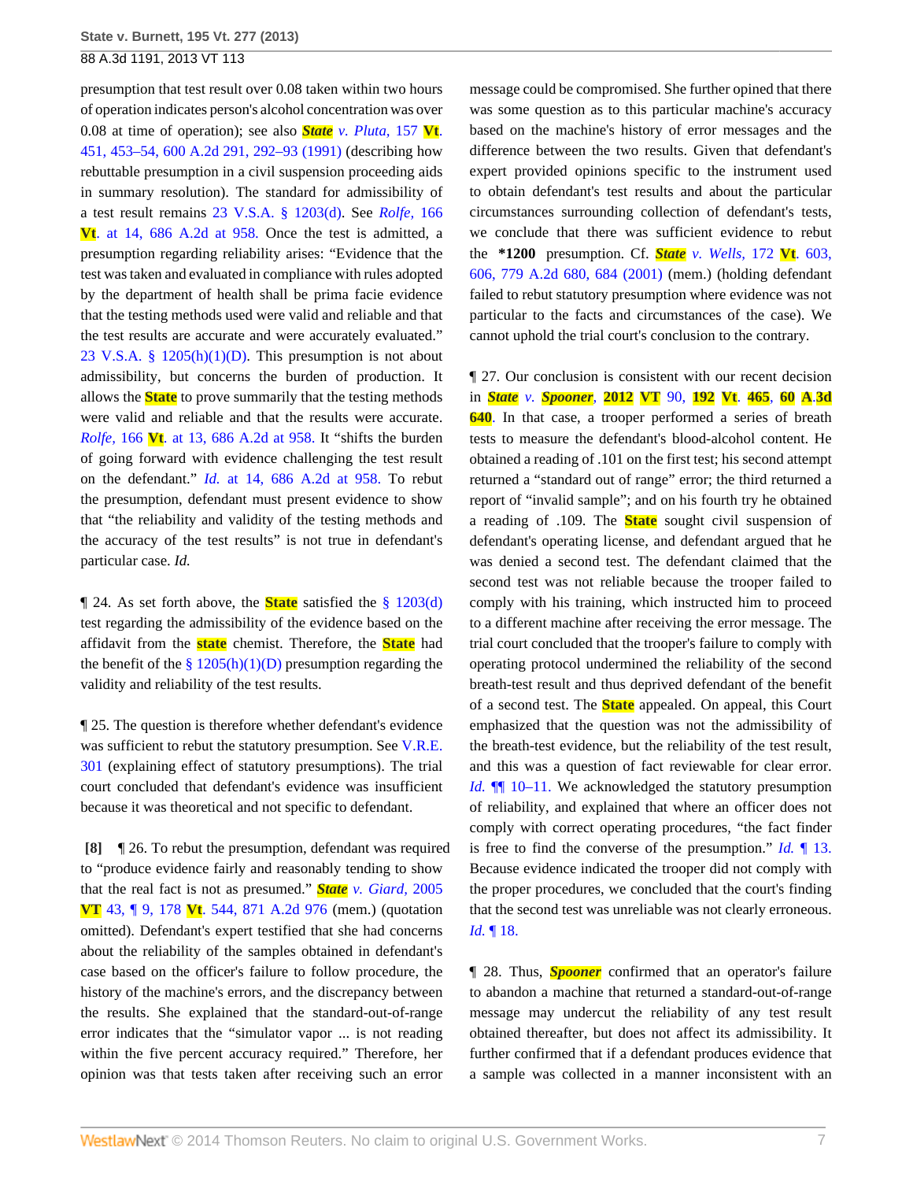presumption that test result over 0.08 taken within two hours of operation indicates person's alcohol concentration was over 0.08 at time of operation); see also *State v. Pluta,* 157 Vt. 451, 453–54, 600 A.2d 291, 292–93 (1991) (describing how rebuttable presumption in a civil suspension proceeding aids in summary resolution). The standard for admissibility of a test result remains 23 V.S.A. § 1203(d). See *Rolfe,* 166 Vt. at 14, 686 A.2d at 958. Once the test is admitted, a presumption regarding reliability arises: "Evidence that the test was taken and evaluated in compliance with rules adopted by the department of health shall be prima facie evidence that the testing methods used were valid and reliable and that the test results are accurate and were accurately evaluated." 23 V.S.A. § 1205(h)(1)(D). This presumption is not about admissibility, but concerns the burden of production. It allows the State to prove summarily that the testing methods were valid and reliable and that the results were accurate. *Rolfe,* 166 Vt. at 13, 686 A.2d at 958. It "shifts the burden of going forward with evidence challenging the test result on the defendant." *Id.* at 14, 686 A.2d at 958. To rebut the presumption, defendant must present evidence to show that "the reliability and validity of the testing methods and the accuracy of the test results" is not true in defendant's particular case. *Id.*

¶ 24. As set forth above, the State satisfied the § 1203(d) test regarding the admissibility of the evidence based on the affidavit from the state chemist. Therefore, the State had the benefit of the § 1205(h)(1)(D) presumption regarding the validity and reliability of the test results.

¶ 25. The question is therefore whether defendant's evidence was sufficient to rebut the statutory presumption. See V.R.E. 301 (explaining effect of statutory presumptions). The trial court concluded that defendant's evidence was insufficient because it was theoretical and not specific to defendant.

**[8]** ¶ 26. To rebut the presumption, defendant was required to "produce evidence fairly and reasonably tending to show that the real fact is not as presumed." *State v. Giard,* 2005 VT 43, ¶ 9, 178 Vt. 544, 871 A.2d 976 (mem.) (quotation omitted). Defendant's expert testified that she had concerns about the reliability of the samples obtained in defendant's case based on the officer's failure to follow procedure, the history of the machine's errors, and the discrepancy between the results. She explained that the standard-out-of-range error indicates that the "simulator vapor ... is not reading within the five percent accuracy required." Therefore, her opinion was that tests taken after receiving such an error message could be compromised. She further opined that there was some question as to this particular machine's accuracy based on the machine's history of error messages and the difference between the two results. Given that defendant's expert provided opinions specific to the instrument used to obtain defendant's test results and about the particular circumstances surrounding collection of defendant's tests, we conclude that there was sufficient evidence to rebut the **\*1200** presumption. Cf. *State v. Wells,* 172 Vt. 603, 606, 779 A.2d 680, 684 (2001) (mem.) (holding defendant failed to rebut statutory presumption where evidence was not particular to the facts and circumstances of the case). We cannot uphold the trial court's conclusion to the contrary.

¶ 27. Our conclusion is consistent with our recent decision in *State v. Spooner,* 2012 VT 90, 192 Vt. 465, 60 A.3d 640. In that case, a trooper performed a series of breath tests to measure the defendant's blood-alcohol content. He obtained a reading of .101 on the first test; his second attempt returned a "standard out of range" error; the third returned a report of "invalid sample"; and on his fourth try he obtained a reading of .109. The State sought civil suspension of defendant's operating license, and defendant argued that he was denied a second test. The defendant claimed that the second test was not reliable because the trooper failed to comply with his training, which instructed him to proceed to a different machine after receiving the error message. The trial court concluded that the trooper's failure to comply with operating protocol undermined the reliability of the second breath-test result and thus deprived defendant of the benefit of a second test. The State appealed. On appeal, this Court emphasized that the question was not the admissibility of the breath-test evidence, but the reliability of the test result, and this was a question of fact reviewable for clear error. *Id.* ¶¶ 10–11. We acknowledged the statutory presumption of reliability, and explained that where an officer does not comply with correct operating procedures, "the fact finder is free to find the converse of the presumption." *Id.* ¶ 13. Because evidence indicated the trooper did not comply with the proper procedures, we concluded that the court's finding that the second test was unreliable was not clearly erroneous. *Id.* ¶ 18.

¶ 28. Thus, *Spooner* confirmed that an operator's failure to abandon a machine that returned a standard-out-of-range message may undercut the reliability of any test result obtained thereafter, but does not affect its admissibility. It further confirmed that if a defendant produces evidence that a sample was collected in a manner inconsistent with an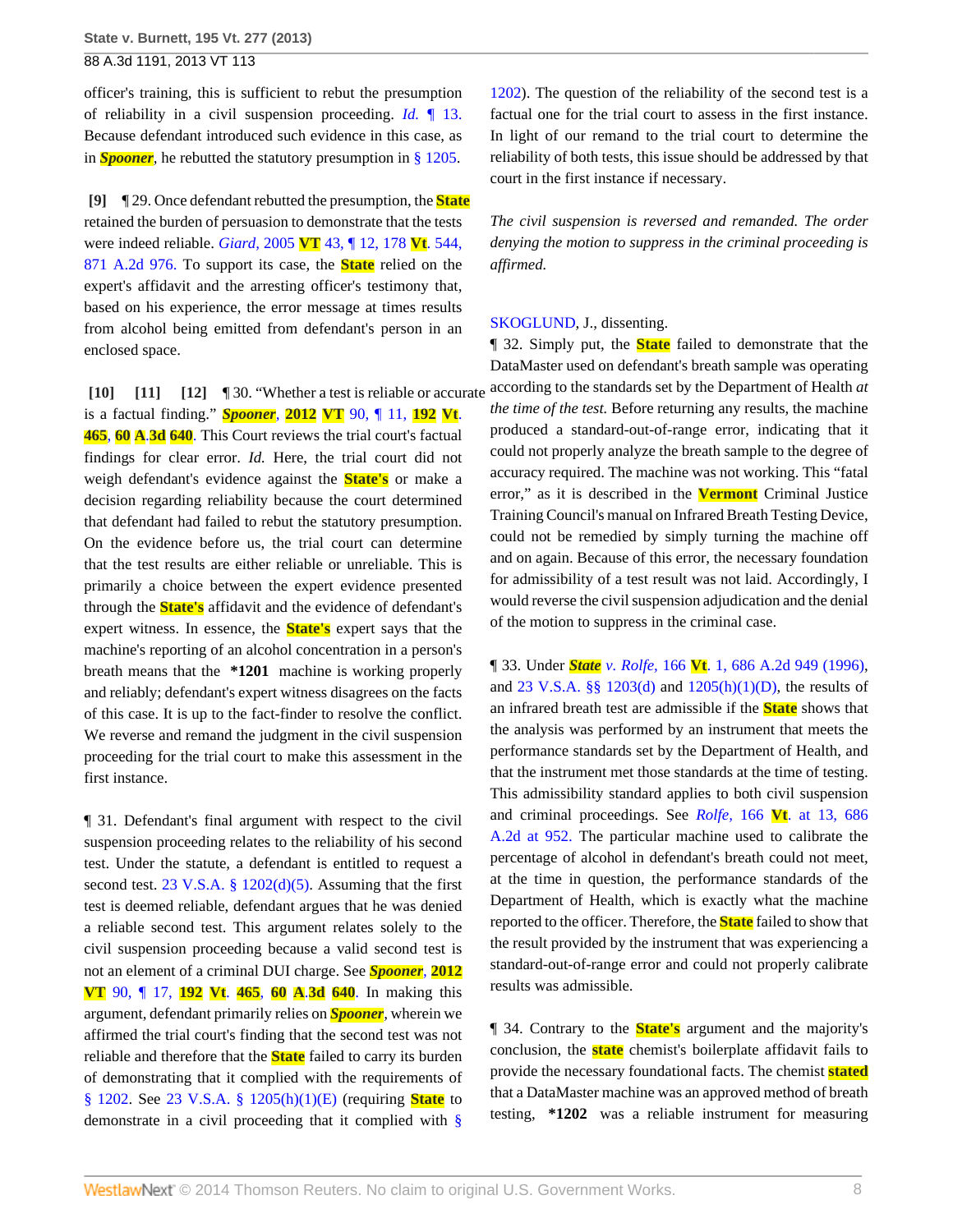officer's training, this is sufficient to rebut the presumption of reliability in a civil suspension proceeding. *Id.* ¶ 13. Because defendant introduced such evidence in this case, as in ***Spooner***, he rebutted the statutory presumption in § 1205.

**[9]** ¶ 29. Once defendant rebutted the presumption, the **State** retained the burden of persuasion to demonstrate that the tests were indeed reliable. *Giard,* 2005 **VT** 43, ¶ 12, 178 **Vt**. 544, 871 A.2d 976. To support its case, the **State** relied on the expert's affidavit and the arresting officer's testimony that, based on his experience, the error message at times results from alcohol being emitted from defendant's person in an enclosed space.

**[10]** **[11]** **[12]** ¶ 30. "Whether a test is reliable or accurate is a factual finding." ***Spooner***, **2012** **VT** 90, ¶ 11, **192** **Vt**. **465**, **60** **A**.**3d** **640**. This Court reviews the trial court's factual findings for clear error. *Id.* Here, the trial court did not weigh defendant's evidence against the **State's** or make a decision regarding reliability because the court determined that defendant had failed to rebut the statutory presumption. On the evidence before us, the trial court can determine that the test results are either reliable or unreliable. This is primarily a choice between the expert evidence presented through the **State's** affidavit and the evidence of defendant's expert witness. In essence, the **State's** expert says that the machine's reporting of an alcohol concentration in a person's breath means that the **\*1201** machine is working properly and reliably; defendant's expert witness disagrees on the facts of this case. It is up to the fact-finder to resolve the conflict. We reverse and remand the judgment in the civil suspension proceeding for the trial court to make this assessment in the first instance.

¶ 31. Defendant's final argument with respect to the civil suspension proceeding relates to the reliability of his second test. Under the statute, a defendant is entitled to request a second test. 23 V.S.A. § 1202(d)(5). Assuming that the first test is deemed reliable, defendant argues that he was denied a reliable second test. This argument relates solely to the civil suspension proceeding because a valid second test is not an element of a criminal DUI charge. See ***Spooner***, **2012** **VT** 90, ¶ 17, **192** **Vt**. **465**, **60** **A**.**3d** **640**. In making this argument, defendant primarily relies on ***Spooner***, wherein we affirmed the trial court's finding that the second test was not reliable and therefore that the **State** failed to carry its burden of demonstrating that it complied with the requirements of § 1202. See 23 V.S.A. § 1205(h)(1)(E) (requiring **State** to demonstrate in a civil proceeding that it complied with § 1202). The question of the reliability of the second test is a factual one for the trial court to assess in the first instance. In light of our remand to the trial court to determine the reliability of both tests, this issue should be addressed by that court in the first instance if necessary.

*The civil suspension is reversed and remanded. The order denying the motion to suppress in the criminal proceeding is affirmed.*

SKOGLUND, J., dissenting.

¶ 32. Simply put, the **State** failed to demonstrate that the DataMaster used on defendant's breath sample was operating according to the standards set by the Department of Health *at the time of the test.* Before returning any results, the machine produced a standard-out-of-range error, indicating that it could not properly analyze the breath sample to the degree of accuracy required. The machine was not working. This "fatal error," as it is described in the **Vermont** Criminal Justice Training Council's manual on Infrared Breath Testing Device, could not be remedied by simply turning the machine off and on again. Because of this error, the necessary foundation for admissibility of a test result was not laid. Accordingly, I would reverse the civil suspension adjudication and the denial of the motion to suppress in the criminal case.

¶ 33. Under ***State*** *v. Rolfe,* 166 **Vt**. 1, 686 A.2d 949 (1996), and 23 V.S.A. §§ 1203(d) and 1205(h)(1)(D), the results of an infrared breath test are admissible if the **State** shows that the analysis was performed by an instrument that meets the performance standards set by the Department of Health, and that the instrument met those standards at the time of testing. This admissibility standard applies to both civil suspension and criminal proceedings. See *Rolfe,* 166 **Vt**. at 13, 686 A.2d at 952. The particular machine used to calibrate the percentage of alcohol in defendant's breath could not meet, at the time in question, the performance standards of the Department of Health, which is exactly what the machine reported to the officer. Therefore, the **State** failed to show that the result provided by the instrument that was experiencing a standard-out-of-range error and could not properly calibrate results was admissible.

¶ 34. Contrary to the **State's** argument and the majority's conclusion, the **state** chemist's boilerplate affidavit fails to provide the necessary foundational facts. The chemist **stated** that a DataMaster machine was an approved method of breath testing, **\*1202** was a reliable instrument for measuring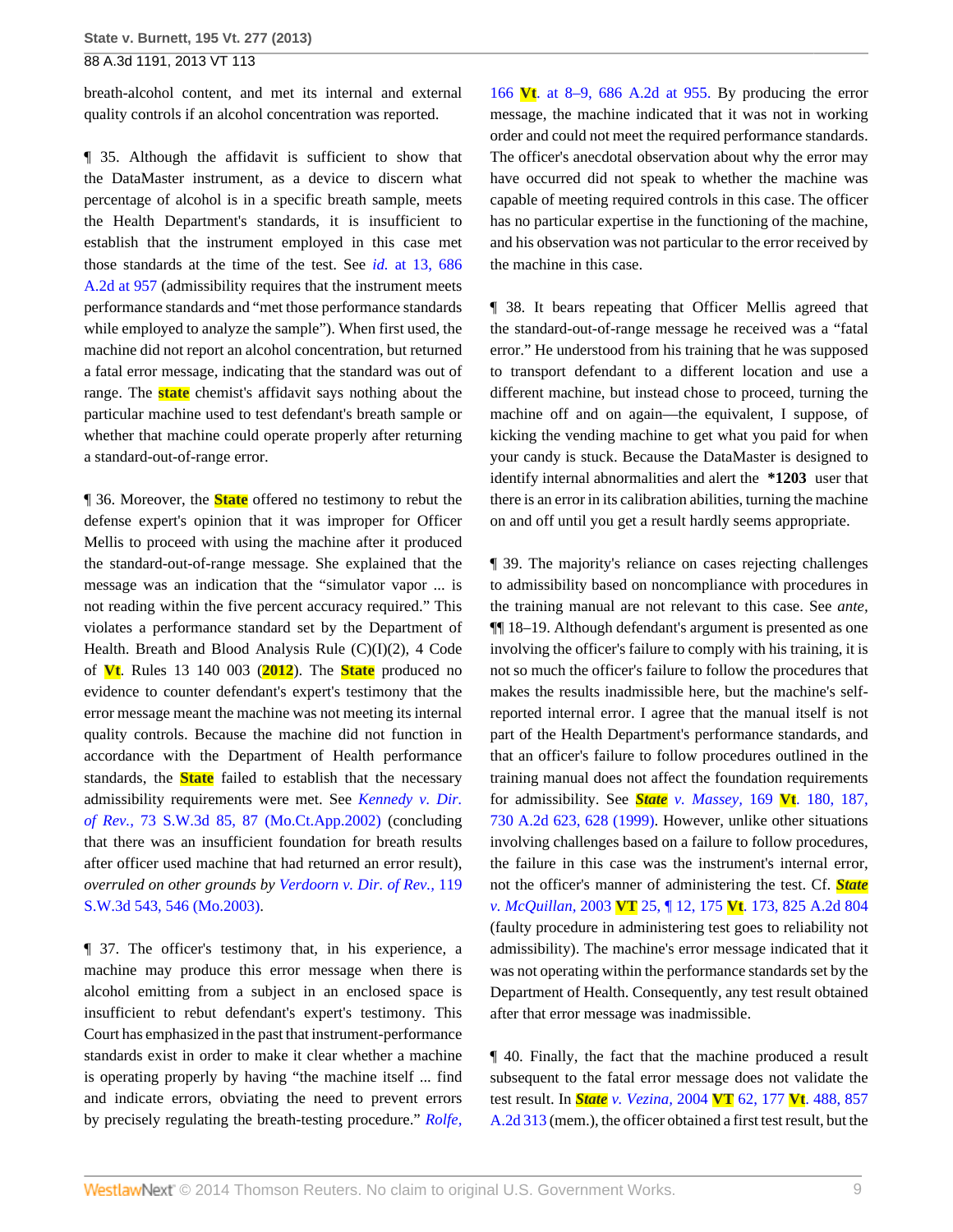breath-alcohol content, and met its internal and external quality controls if an alcohol concentration was reported.

¶ 35. Although the affidavit is sufficient to show that the DataMaster instrument, as a device to discern what percentage of alcohol is in a specific breath sample, meets the Health Department's standards, it is insufficient to establish that the instrument employed in this case met those standards at the time of the test. See *id.* at 13, 686 A.2d at 957 (admissibility requires that the instrument meets performance standards and "met those performance standards while employed to analyze the sample"). When first used, the machine did not report an alcohol concentration, but returned a fatal error message, indicating that the standard was out of range. The state chemist's affidavit says nothing about the particular machine used to test defendant's breath sample or whether that machine could operate properly after returning a standard-out-of-range error.

¶ 36. Moreover, the State offered no testimony to rebut the defense expert's opinion that it was improper for Officer Mellis to proceed with using the machine after it produced the standard-out-of-range message. She explained that the message was an indication that the "simulator vapor ... is not reading within the five percent accuracy required." This violates a performance standard set by the Department of Health. Breath and Blood Analysis Rule (C)(I)(2), 4 Code of Vt. Rules 13 140 003 (2012). The State produced no evidence to counter defendant's expert's testimony that the error message meant the machine was not meeting its internal quality controls. Because the machine did not function in accordance with the Department of Health performance standards, the State failed to establish that the necessary admissibility requirements were met. See *Kennedy v. Dir. of Rev.,* 73 S.W.3d 85, 87 (Mo.Ct.App.2002) (concluding that there was an insufficient foundation for breath results after officer used machine that had returned an error result), *overruled on other grounds by Verdoorn v. Dir. of Rev.,* 119 S.W.3d 543, 546 (Mo.2003).

¶ 37. The officer's testimony that, in his experience, a machine may produce this error message when there is alcohol emitting from a subject in an enclosed space is insufficient to rebut defendant's expert's testimony. This Court has emphasized in the past that instrument-performance standards exist in order to make it clear whether a machine is operating properly by having "the machine itself ... find and indicate errors, obviating the need to prevent errors by precisely regulating the breath-testing procedure." *Rolfe,* 166 Vt. at 8–9, 686 A.2d at 955. By producing the error message, the machine indicated that it was not in working order and could not meet the required performance standards. The officer's anecdotal observation about why the error may have occurred did not speak to whether the machine was capable of meeting required controls in this case. The officer has no particular expertise in the functioning of the machine, and his observation was not particular to the error received by the machine in this case.

¶ 38. It bears repeating that Officer Mellis agreed that the standard-out-of-range message he received was a "fatal error." He understood from his training that he was supposed to transport defendant to a different location and use a different machine, but instead chose to proceed, turning the machine off and on again—the equivalent, I suppose, of kicking the vending machine to get what you paid for when your candy is stuck. Because the DataMaster is designed to identify internal abnormalities and alert the **\*1203** user that there is an error in its calibration abilities, turning the machine on and off until you get a result hardly seems appropriate.

¶ 39. The majority's reliance on cases rejecting challenges to admissibility based on noncompliance with procedures in the training manual are not relevant to this case. See *ante,* ¶¶ 18–19. Although defendant's argument is presented as one involving the officer's failure to comply with his training, it is not so much the officer's failure to follow the procedures that makes the results inadmissible here, but the machine's self-reported internal error. I agree that the manual itself is not part of the Health Department's performance standards, and that an officer's failure to follow procedures outlined in the training manual does not affect the foundation requirements for admissibility. See *State v. Massey,* 169 Vt. 180, 187, 730 A.2d 623, 628 (1999). However, unlike other situations involving challenges based on a failure to follow procedures, the failure in this case was the instrument's internal error, not the officer's manner of administering the test. Cf. *State v. McQuillan,* 2003 VT 25, ¶ 12, 175 Vt. 173, 825 A.2d 804 (faulty procedure in administering test goes to reliability not admissibility). The machine's error message indicated that it was not operating within the performance standards set by the Department of Health. Consequently, any test result obtained after that error message was inadmissible.

¶ 40. Finally, the fact that the machine produced a result subsequent to the fatal error message does not validate the test result. In *State v. Vezina,* 2004 VT 62, 177 Vt. 488, 857 A.2d 313 (mem.), the officer obtained a first test result, but the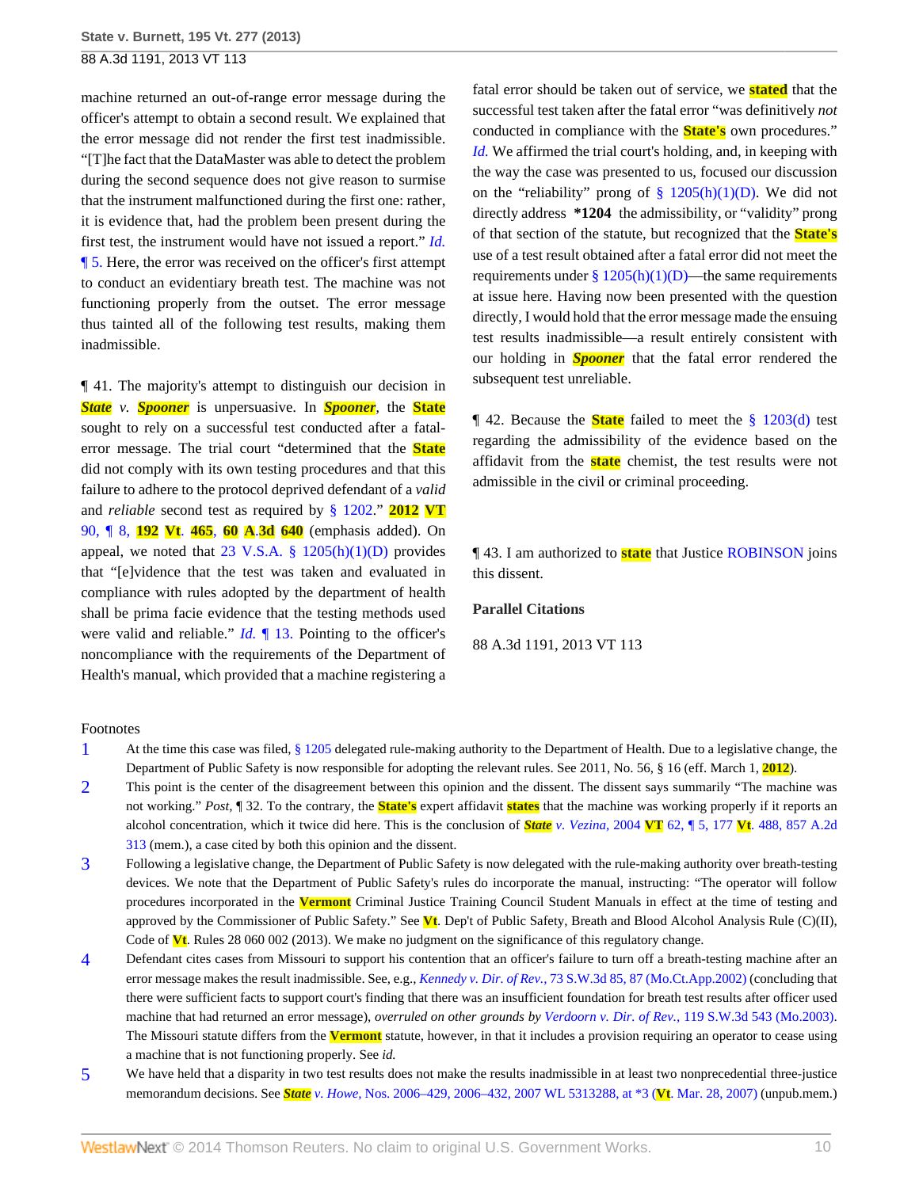machine returned an out-of-range error message during the officer's attempt to obtain a second result. We explained that the error message did not render the first test inadmissible. "[T]he fact that the DataMaster was able to detect the problem during the second sequence does not give reason to surmise that the instrument malfunctioned during the first one: rather, it is evidence that, had the problem been present during the first test, the instrument would have not issued a report." *Id.* ¶ 5. Here, the error was received on the officer's first attempt to conduct an evidentiary breath test. The machine was not functioning properly from the outset. The error message thus tainted all of the following test results, making them inadmissible.

¶ 41. The majority's attempt to distinguish our decision in *State v. Spooner* is unpersuasive. In *Spooner*, the State sought to rely on a successful test conducted after a fatal-error message. The trial court "determined that the State did not comply with its own testing procedures and that this failure to adhere to the protocol deprived defendant of a *valid* and *reliable* second test as required by § 1202." 2012 VT 90, ¶ 8, 192 Vt. 465, 60 A.3d 640 (emphasis added). On appeal, we noted that 23 V.S.A. § 1205(h)(1)(D) provides that "[e]vidence that the test was taken and evaluated in compliance with rules adopted by the department of health shall be prima facie evidence that the testing methods used were valid and reliable." *Id.* ¶ 13. Pointing to the officer's noncompliance with the requirements of the Department of Health's manual, which provided that a machine registering a fatal error should be taken out of service, we stated that the successful test taken after the fatal error "was definitively *not* conducted in compliance with the State's own procedures." *Id.* We affirmed the trial court's holding, and, in keeping with the way the case was presented to us, focused our discussion on the "reliability" prong of § 1205(h)(1)(D). We did not directly address **\*1204** the admissibility, or "validity" prong of that section of the statute, but recognized that the State's use of a test result obtained after a fatal error did not meet the requirements under § 1205(h)(1)(D)—the same requirements at issue here. Having now been presented with the question directly, I would hold that the error message made the ensuing test results inadmissible—a result entirely consistent with our holding in *Spooner* that the fatal error rendered the subsequent test unreliable.

¶ 42. Because the State failed to meet the § 1203(d) test regarding the admissibility of the evidence based on the affidavit from the state chemist, the test results were not admissible in the civil or criminal proceeding.

¶ 43. I am authorized to state that Justice ROBINSON joins this dissent.

**Parallel Citations**

88 A.3d 1191, 2013 VT 113

Footnotes

1. At the time this case was filed, § 1205 delegated rule-making authority to the Department of Health. Due to a legislative change, the Department of Public Safety is now responsible for adopting the relevant rules. See 2011, No. 56, § 16 (eff. March 1, 2012).
2. This point is the center of the disagreement between this opinion and the dissent. The dissent says summarily "The machine was not working." *Post*, ¶ 32. To the contrary, the State's expert affidavit states that the machine was working properly if it reports an alcohol concentration, which it twice did here. This is the conclusion of *State v. Vezina*, 2004 VT 62, ¶ 5, 177 Vt. 488, 857 A.2d 313 (mem.), a case cited by both this opinion and the dissent.
3. Following a legislative change, the Department of Public Safety is now delegated with the rule-making authority over breath-testing devices. We note that the Department of Public Safety's rules do incorporate the manual, instructing: "The operator will follow procedures incorporated in the Vermont Criminal Justice Training Council Student Manuals in effect at the time of testing and approved by the Commissioner of Public Safety." See Vt. Dep't of Public Safety, Breath and Blood Alcohol Analysis Rule (C)(II), Code of Vt. Rules 28 060 002 (2013). We make no judgment on the significance of this regulatory change.
4. Defendant cites cases from Missouri to support his contention that an officer's failure to turn off a breath-testing machine after an error message makes the result inadmissible. See, e.g., *Kennedy v. Dir. of Rev.*, 73 S.W.3d 85, 87 (Mo.Ct.App.2002) (concluding that there were sufficient facts to support court's finding that there was an insufficient foundation for breath test results after officer used machine that had returned an error message), *overruled on other grounds by Verdoorn v. Dir. of Rev.*, 119 S.W.3d 543 (Mo.2003). The Missouri statute differs from the Vermont statute, however, in that it includes a provision requiring an operator to cease using a machine that is not functioning properly. See *id.*
5. We have held that a disparity in two test results does not make the results inadmissible in at least two nonprecedential three-justice memorandum decisions. See *State v. Howe*, Nos. 2006–429, 2006–432, 2007 WL 5313288, at *3 (Vt. Mar. 28, 2007) (unpub.mem.)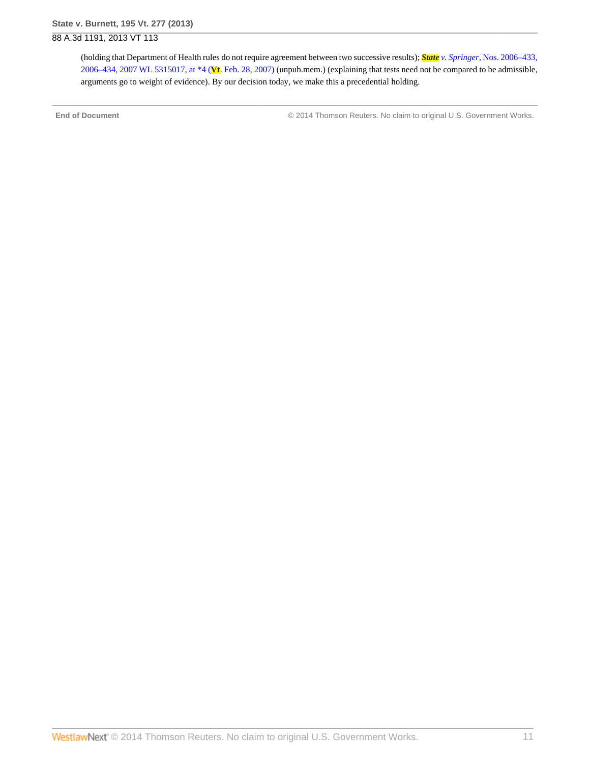(holding that Department of Health rules do not require agreement between two successive results); *State v. Springer*, Nos. 2006–433, 2006–434, 2007 WL 5315017, at *4 (Vt. Feb. 28, 2007) (unpub.mem.) (explaining that tests need not be compared to be admissible, arguments go to weight of evidence). By our decision today, we make this a precedential holding.

**End of Document** © 2014 Thomson Reuters. No claim to original U.S. Government Works.